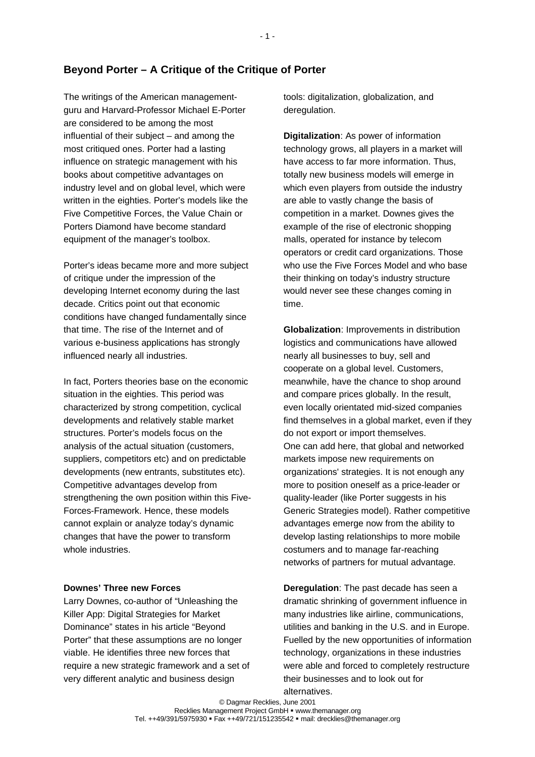## Beyond Porter – A Critique of the Critique of Porter

The writings of the American management-guru and Harvard-Professor Michael E-Porter are considered to be among the most influential of their subject – and among the most critiqued ones. Porter had a lasting influence on strategic management with his books about competitive advantages on industry level and on global level, which were written in the eighties. Porter's models like the Five Competitive Forces, the Value Chain or Porters Diamond have become standard equipment of the manager's toolbox.

Porter's ideas became more and more subject of critique under the impression of the developing Internet economy during the last decade. Critics point out that economic conditions have changed fundamentally since that time. The rise of the Internet and of various e-business applications has strongly influenced nearly all industries.

In fact, Porters theories base on the economic situation in the eighties. This period was characterized by strong competition, cyclical developments and relatively stable market structures. Porter's models focus on the analysis of the actual situation (customers, suppliers, competitors etc) and on predictable developments (new entrants, substitutes etc). Competitive advantages develop from strengthening the own position within this Five-Forces-Framework. Hence, these models cannot explain or analyze today's dynamic changes that have the power to transform whole industries.

**Downes' Three new Forces**

Larry Downes, co-author of "Unleashing the Killer App: Digital Strategies for Market Dominance" states in his article "Beyond Porter" that these assumptions are no longer viable. He identifies three new forces that require a new strategic framework and a set of very different analytic and business design tools: digitalization, globalization, and deregulation.

**Digitalization**: As power of information technology grows, all players in a market will have access to far more information. Thus, totally new business models will emerge in which even players from outside the industry are able to vastly change the basis of competition in a market. Downes gives the example of the rise of electronic shopping malls, operated for instance by telecom operators or credit card organizations. Those who use the Five Forces Model and who base their thinking on today's industry structure would never see these changes coming in time.

**Globalization**: Improvements in distribution logistics and communications have allowed nearly all businesses to buy, sell and cooperate on a global level. Customers, meanwhile, have the chance to shop around and compare prices globally. In the result, even locally orientated mid-sized companies find themselves in a global market, even if they do not export or import themselves.
One can add here, that global and networked markets impose new requirements on organizations' strategies. It is not enough any more to position oneself as a price-leader or quality-leader (like Porter suggests in his Generic Strategies model). Rather competitive advantages emerge now from the ability to develop lasting relationships to more mobile costumers and to manage far-reaching networks of partners for mutual advantage.

**Deregulation**: The past decade has seen a dramatic shrinking of government influence in many industries like airline, communications, utilities and banking in the U.S. and in Europe. Fuelled by the new opportunities of information technology, organizations in these industries were able and forced to completely restructure their businesses and to look out for alternatives.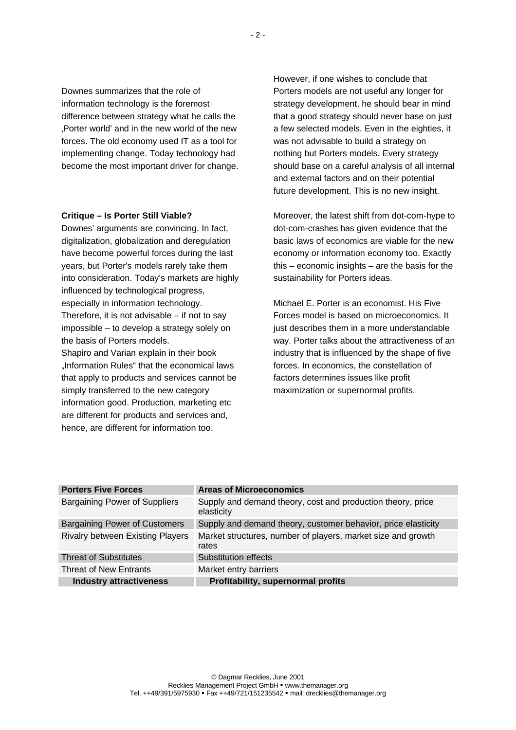Downes summarizes that the role of information technology is the foremost difference between strategy what he calls the ‚Porter world' and in the new world of the new forces. The old economy used IT as a tool for implementing change. Today technology had become the most important driver for change.

**Critique – Is Porter Still Viable?**

Downes' arguments are convincing. In fact, digitalization, globalization and deregulation have become powerful forces during the last years, but Porter's models rarely take them into consideration. Today's markets are highly influenced by technological progress, especially in information technology. Therefore, it is not advisable – if not to say impossible – to develop a strategy solely on the basis of Porters models.

Shapiro and Varian explain in their book „Information Rules" that the economical laws that apply to products and services cannot be simply transferred to the new category information good. Production, marketing etc are different for products and services and, hence, are different for information too.

However, if one wishes to conclude that Porters models are not useful any longer for strategy development, he should bear in mind that a good strategy should never base on just a few selected models. Even in the eighties, it was not advisable to build a strategy on nothing but Porters models. Every strategy should base on a careful analysis of all internal and external factors and on their potential future development. This is no new insight.

Moreover, the latest shift from dot-com-hype to dot-com-crashes has given evidence that the basic laws of economics are viable for the new economy or information economy too. Exactly this – economic insights – are the basis for the sustainability for Porters ideas.

Michael E. Porter is an economist. His Five Forces model is based on microeconomics. It just describes them in a more understandable way. Porter talks about the attractiveness of an industry that is influenced by the shape of five forces. In economics, the constellation of factors determines issues like profit maximization or supernormal profits.

| Porters Five Forces | Areas of Microeconomics |
|---|---|
| Bargaining Power of Suppliers | Supply and demand theory, cost and production theory, price elasticity |
| Bargaining Power of Customers | Supply and demand theory, customer behavior, price elasticity |
| Rivalry between Existing Players | Market structures, number of players, market size and growth rates |
| Threat of Substitutes | Substitution effects |
| Threat of New Entrants | Market entry barriers |
| **Industry attractiveness** | **Profitability, supernormal profits** |

© Dagmar Recklies, June 2001
Recklies Management Project GmbH ▪ www.themanager.org
Tel. ++49/391/5975930 ▪ Fax ++49/721/151235542 ▪ mail: drecklies@themanager.org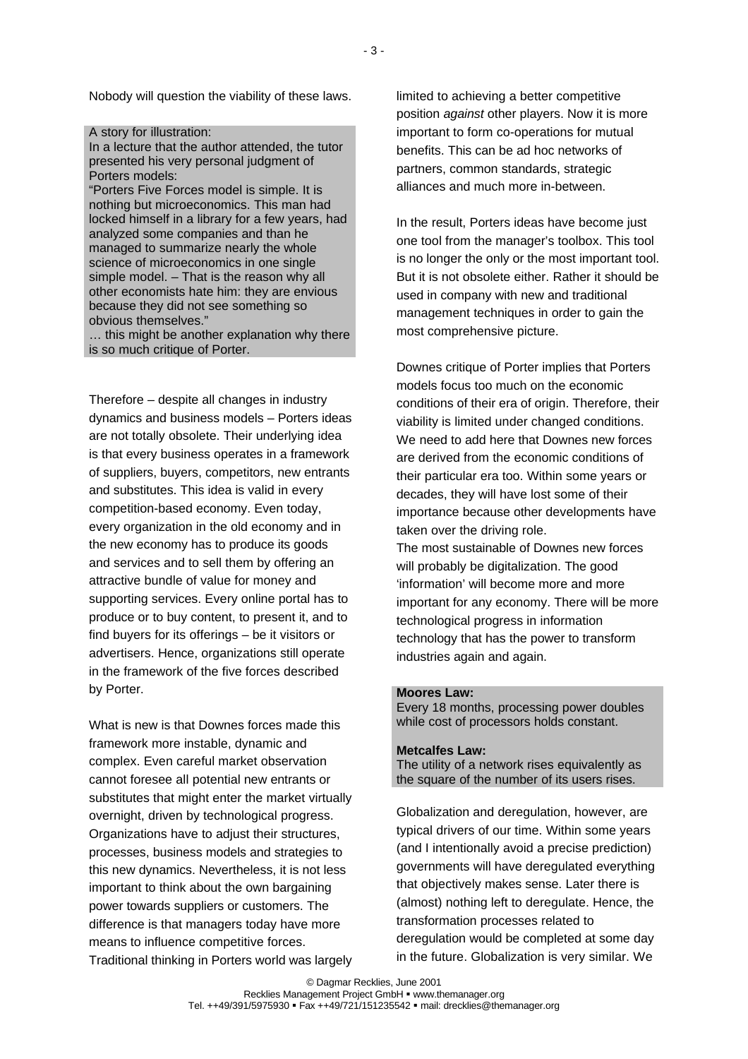Nobody will question the viability of these laws.

> A story for illustration:
> In a lecture that the author attended, the tutor presented his very personal judgment of Porters models:
> "Porters Five Forces model is simple. It is nothing but microeconomics. This man had locked himself in a library for a few years, had analyzed some companies and than he managed to summarize nearly the whole science of microeconomics in one single simple model. – That is the reason why all other economists hate him: they are envious because they did not see something so obvious themselves."
> … this might be another explanation why there is so much critique of Porter.

Therefore – despite all changes in industry dynamics and business models – Porters ideas are not totally obsolete. Their underlying idea is that every business operates in a framework of suppliers, buyers, competitors, new entrants and substitutes. This idea is valid in every competition-based economy. Even today, every organization in the old economy and in the new economy has to produce its goods and services and to sell them by offering an attractive bundle of value for money and supporting services. Every online portal has to produce or to buy content, to present it, and to find buyers for its offerings – be it visitors or advertisers. Hence, organizations still operate in the framework of the five forces described by Porter.

What is new is that Downes forces made this framework more instable, dynamic and complex. Even careful market observation cannot foresee all potential new entrants or substitutes that might enter the market virtually overnight, driven by technological progress. Organizations have to adjust their structures, processes, business models and strategies to this new dynamics. Nevertheless, it is not less important to think about the own bargaining power towards suppliers or customers. The difference is that managers today have more means to influence competitive forces. Traditional thinking in Porters world was largely limited to achieving a better competitive position *against* other players. Now it is more important to form co-operations for mutual benefits. This can be ad hoc networks of partners, common standards, strategic alliances and much more in-between.

In the result, Porters ideas have become just one tool from the manager's toolbox. This tool is no longer the only or the most important tool. But it is not obsolete either. Rather it should be used in company with new and traditional management techniques in order to gain the most comprehensive picture.

Downes critique of Porter implies that Porters models focus too much on the economic conditions of their era of origin. Therefore, their viability is limited under changed conditions. We need to add here that Downes new forces are derived from the economic conditions of their particular era too. Within some years or decades, they will have lost some of their importance because other developments have taken over the driving role.
The most sustainable of Downes new forces will probably be digitalization. The good 'information' will become more and more important for any economy. There will be more technological progress in information technology that has the power to transform industries again and again.

> **Moores Law:**
> Every 18 months, processing power doubles while cost of processors holds constant.
>
> **Metcalfes Law:**
> The utility of a network rises equivalently as the square of the number of its users rises.

Globalization and deregulation, however, are typical drivers of our time. Within some years (and I intentionally avoid a precise prediction) governments will have deregulated everything that objectively makes sense. Later there is (almost) nothing left to deregulate. Hence, the transformation processes related to deregulation would be completed at some day in the future. Globalization is very similar. We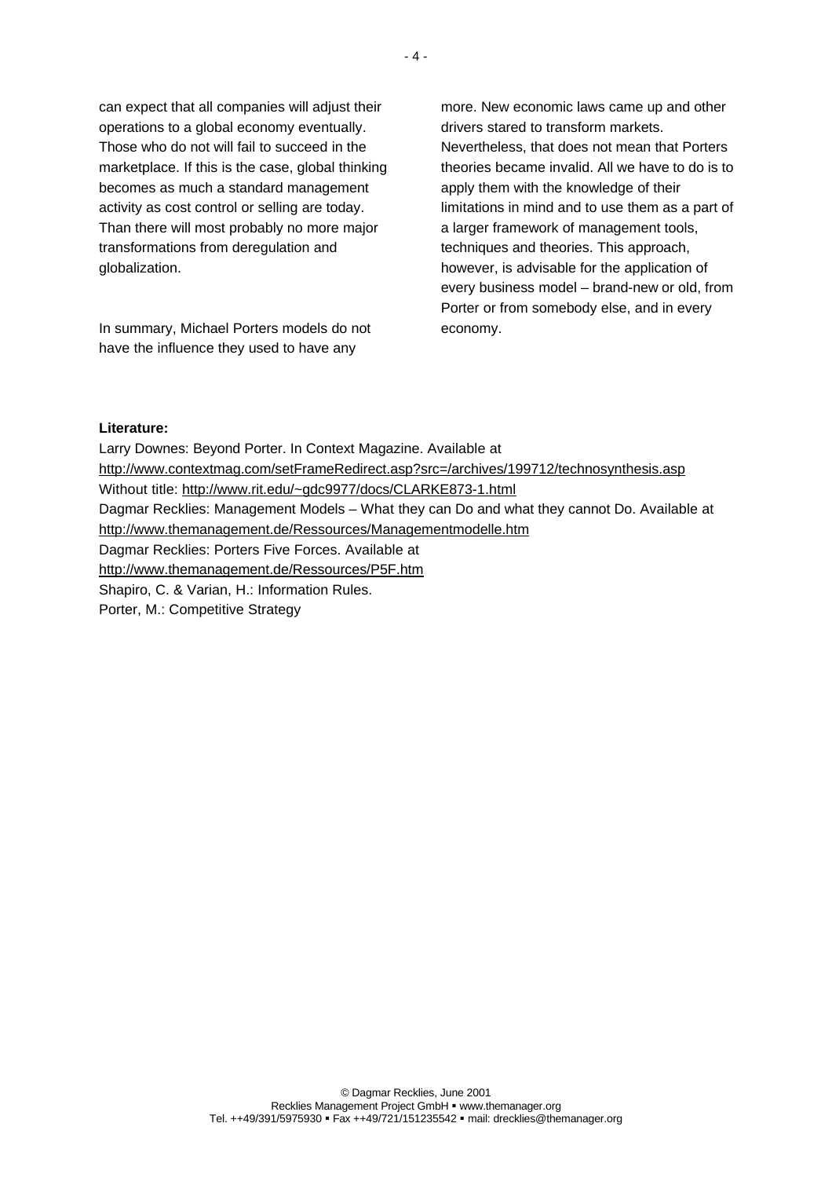can expect that all companies will adjust their operations to a global economy eventually. Those who do not will fail to succeed in the marketplace. If this is the case, global thinking becomes as much a standard management activity as cost control or selling are today. Than there will most probably no more major transformations from deregulation and globalization.

In summary, Michael Porters models do not have the influence they used to have any more. New economic laws came up and other drivers stared to transform markets. Nevertheless, that does not mean that Porters theories became invalid. All we have to do is to apply them with the knowledge of their limitations in mind and to use them as a part of a larger framework of management tools, techniques and theories. This approach, however, is advisable for the application of every business model – brand-new or old, from Porter or from somebody else, and in every economy.

**Literature:**

Larry Downes: Beyond Porter. In Context Magazine. Available at http://www.contextmag.com/setFrameRedirect.asp?src=/archives/199712/technosynthesis.asp

Without title: http://www.rit.edu/~gdc9977/docs/CLARKE873-1.html

Dagmar Recklies: Management Models – What they can Do and what they cannot Do. Available at http://www.themanagement.de/Ressources/Managementmodelle.htm

Dagmar Recklies: Porters Five Forces. Available at http://www.themanagement.de/Ressources/P5F.htm

Shapiro, C. & Varian, H.: Information Rules.

Porter, M.: Competitive Strategy

© Dagmar Recklies, June 2001
Recklies Management Project GmbH ▪ www.themanager.org
Tel. ++49/391/5975930 ▪ Fax ++49/721/151235542 ▪ mail: drecklies@themanager.org